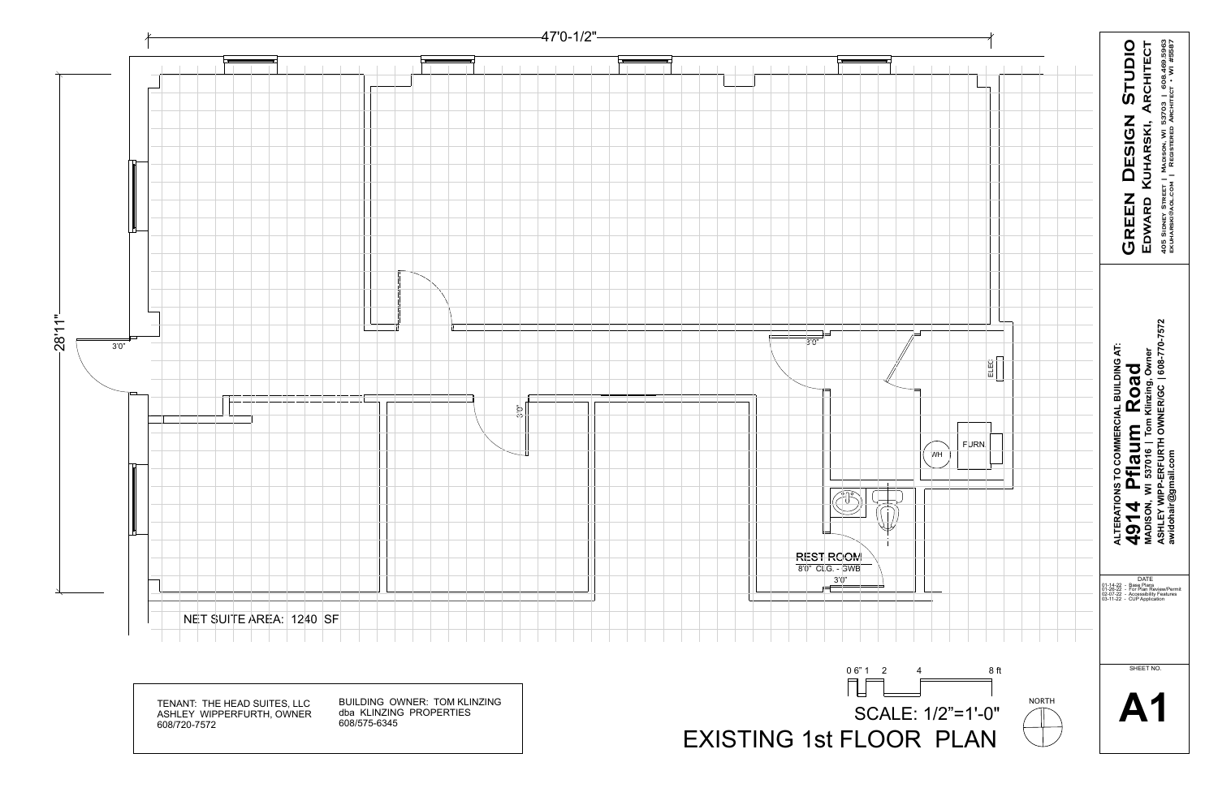# EXISTING 1st FLOOR PLAN

SCALE: 1/2"=1'-0"

0 6" 1 2 4 8 ft

NORTH

47'0-1/2"

28'11"

3'0"

3'0"

3'0"

3'0"

ELEC

FURN

WH

REST ROOM
8'0" CLG. - GWB

NET SUITE AREA: 1240 SF

TENANT: THE HEAD SUITES, LLC
ASHLEY WIPPERFURTH, OWNER
608/720-7572

BUILDING OWNER: TOM KLINZING
dba KLINZING PROPERTIES
608/575-6345

## GREEN DESIGN STUDIO

**EDWARD KUHARSKI, ARCHITECT**

405 SIDNEY STREET | MADISON, WI 53703 | 608.469.5963
EKUHARSKI@AOL.COM | REGISTERED ARCHITECT • WI #8587

ALTERATIONS TO COMMERCIAL BUILDING AT:

## 4914 Pflaum Road

**MADISON, WI 537016 | Tom Klinzing, Owner**
**ASHLEY WIPP-ERFURTH OWNER/GC | 608-770-7572**
**awldohair@gmail.com**

DATE
01-14-22 - Base Plans
01-26-22 - For Plan Review/Permit
02-07-22 - Accessibility Features
03-11-22 - CUP Application

SHEET NO.

# A1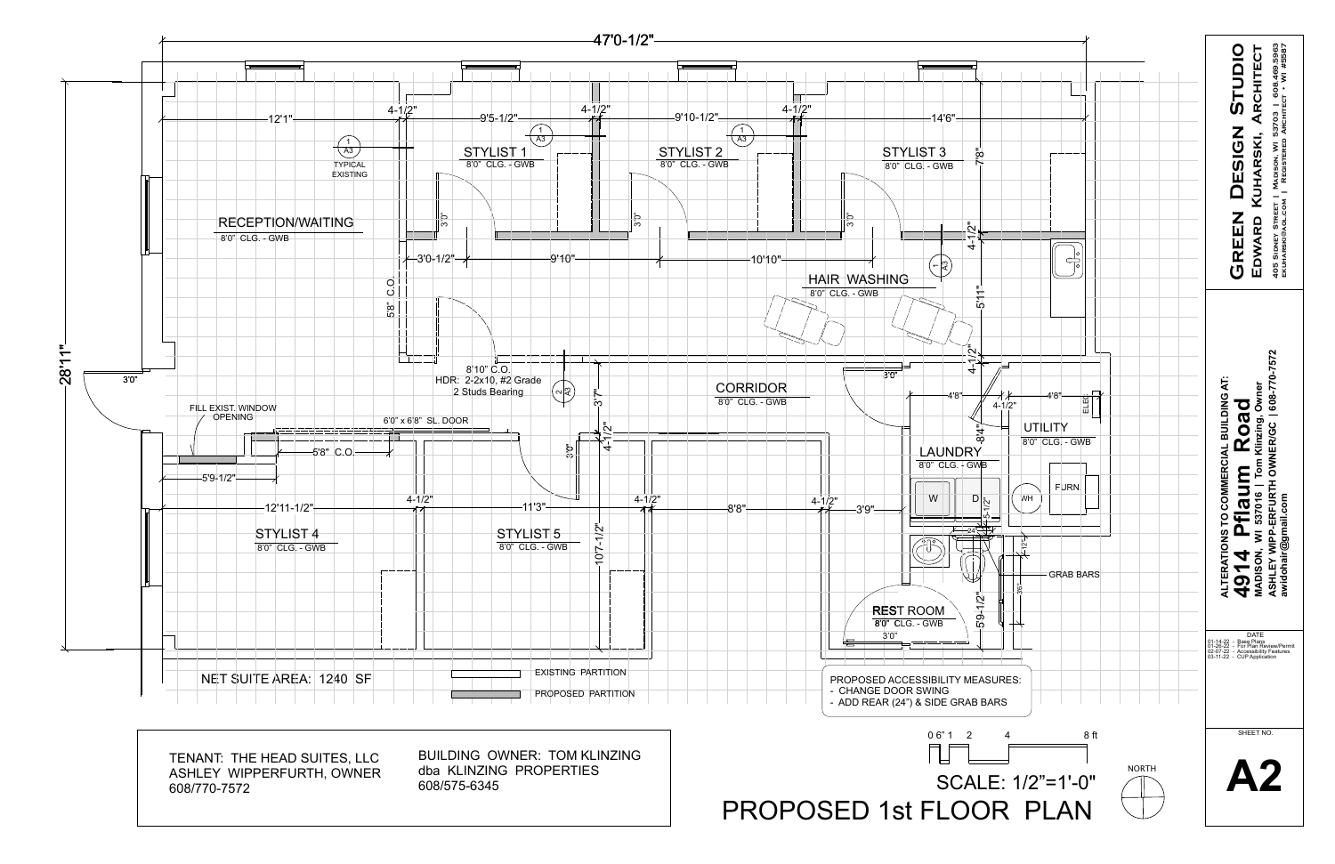# PROPOSED 1st FLOOR PLAN

SCALE: 1/2"=1'-0"

NORTH

**Room labels:**

- RECEPTION/WAITING — 8'0" CLG. - GWB
- STYLIST 1 — 8'0" CLG. - GWB
- STYLIST 2 — 8'0" CLG. - GWB
- STYLIST 3 — 8'0" CLG. - GWB
- HAIR WASHING — 8'0" CLG. - GWB
- CORRIDOR — 8'0" CLG. - GWB
- LAUNDRY — 8'0" CLG. - GWB
- UTILITY — 8'0" CLG. - GWB
- STYLIST 4 — 8'0" CLG. - GWB
- STYLIST 5 — 8'0" CLG. - GWB
- REST ROOM — 8'0" CLG. - GWB

**Notes on plan:**

- 1/A3 TYPICAL EXISTING
- FILL EXIST. WINDOW OPENING
- 6'0" x 6'8" SL. DOOR
- 8'10" C.O. HDR: 2-2x10, #2 Grade 2 Studs Bearing
- 5'8" C.O.
- GRAB BARS
- W, D, WH, FURN, ELEC

**Dimensions:** 47'0-1/2", 28'11", 12'1", 4-1/2", 9'5-1/2", 9'10-1/2", 14'6", 7'8", 3'0-1/2", 9'10", 10'10", 5'8" C.O., 5'11", 4'8", 8'4", 5'9-1/2", 12'11-1/2", 11'3", 8'8", 3'9", 3'7", 10'7-1/2", 3'0"

NET SUITE AREA: 1240 SF

| Legend | |
|---|---|
| EXISTING PARTITION | |
| PROPOSED PARTITION | |

PROPOSED ACCESSIBILITY MEASURES:
- CHANGE DOOR SWING
- ADD REAR (24") & SIDE GRAB BARS

TENANT: THE HEAD SUITES, LLC
ASHLEY WIPPERFURTH, OWNER
608/770-7572

BUILDING OWNER: TOM KLINZING
dba KLINZING PROPERTIES
608/575-6345

**GREEN DESIGN STUDIO**
**EDWARD KUHARSKI, ARCHITECT**
405 SIDNEY STREET | MADISON, WI 53703 | 608.469.5963
EKUHARSKI@AOL.COM | REGISTERED ARCHITECT • WI #5567

ALTERATIONS TO COMMERCIAL BUILDING AT:
**4914 Pflaum Road**
MADISON, WI 537016 | Tom Klinzing, Owner
ASHLEY WIPP-ERFURTH OWNER/GC | 608-770-7572
awidohair@gmail.com

| DATE | |
|---|---|
| 01-14-22 | Base Plans |
| 01-26-22 | For Plan Review/Permit |
| 02-07-22 | Accessibility Features |
| 03-11-22 | CUP Application |

SHEET NO.

**A2**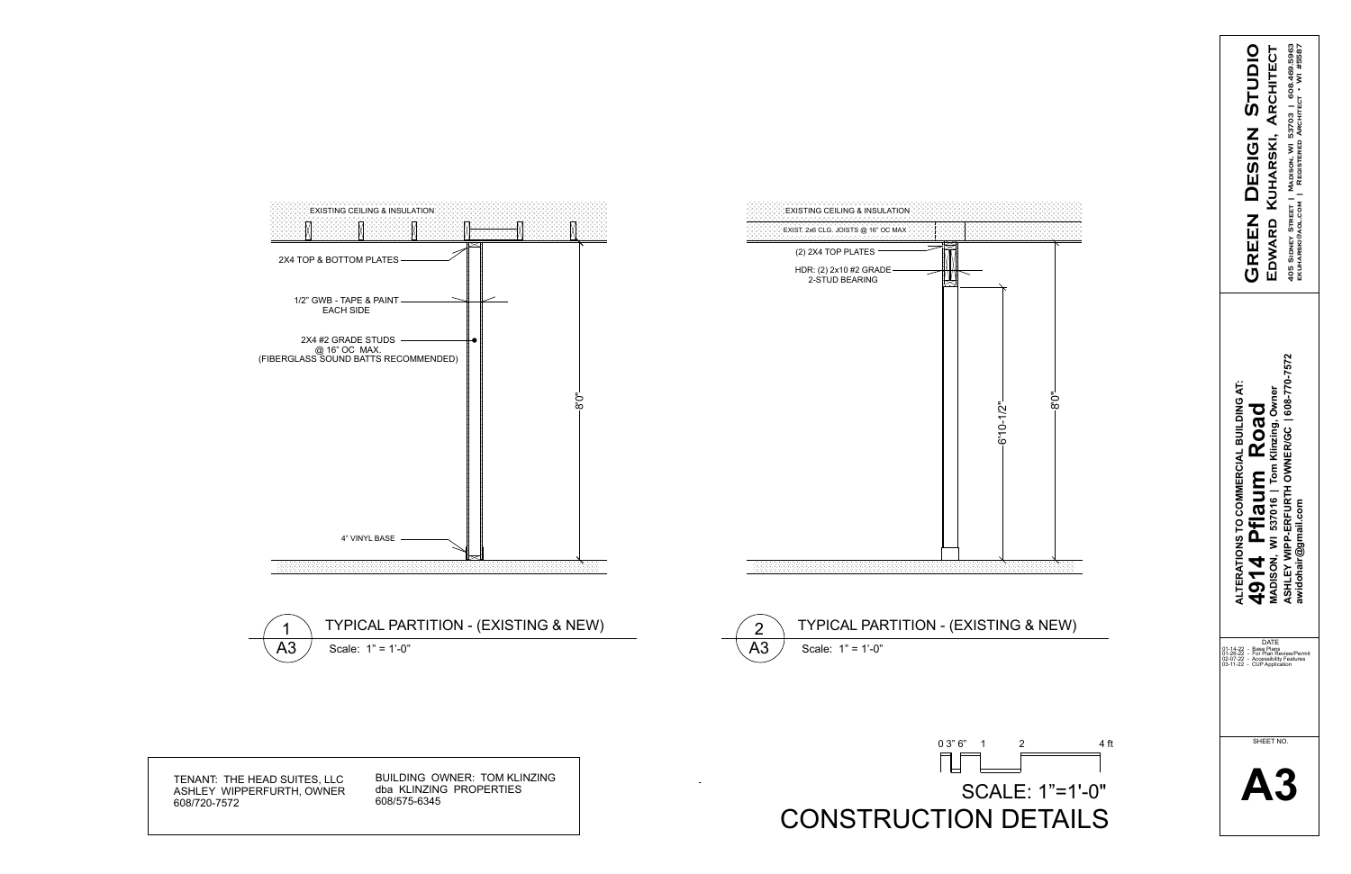EXISTING CEILING & INSULATION

2X4 TOP & BOTTOM PLATES

1/2" GWB - TAPE & PAINT EACH SIDE

2X4 #2 GRADE STUDS @ 16" OC MAX. (FIBERGLASS SOUND BATTS RECOMMENDED)

8'0"

4" VINYL BASE

## 1 / A3 TYPICAL PARTITION - (EXISTING & NEW)

Scale: 1" = 1'-0"

EXISTING CEILING & INSULATION

EXIST. 2x6 CLG. JOISTS @ 16" OC MAX

(2) 2X4 TOP PLATES

HDR: (2) 2x10 #2 GRADE 2-STUD BEARING

6'10-1/2"

8'0"

## 2 / A3 TYPICAL PARTITION - (EXISTING & NEW)

Scale: 1" = 1'-0"

TENANT: THE HEAD SUITES, LLC
ASHLEY WIPPERFURTH, OWNER
608/720-7572

BUILDING OWNER: TOM KLINZING
dba KLINZING PROPERTIES
608/575-6345

0 3" 6" 1 2 4 ft

SCALE: 1"=1'-0"

# CONSTRUCTION DETAILS

**ALTERATIONS TO COMMERCIAL BUILDING AT:**

**4914 Pflaum Road**

**MADISON, WI 537016 | Tom Klinzing, Owner**
**ASHLEY WIPP-ERFURTH OWNER/GC | 608-770-7572**
**awidohair@gmail.com**

DATE
01-14-22 - Base Plans
01-26-22 - For Plan Review/Permit
02-07-22 - Accessibility Features
03-11-22 - CUP Application

**GREEN DESIGN STUDIO**
**EDWARD KUHARSKI, ARCHITECT**
405 SIDNEY STREET | MADISON, WI 53703 | 608.469.5963
EKUHARSKI@AOL.COM | REGISTERED ARCHITECT • WI #5567

SHEET NO.

**A3**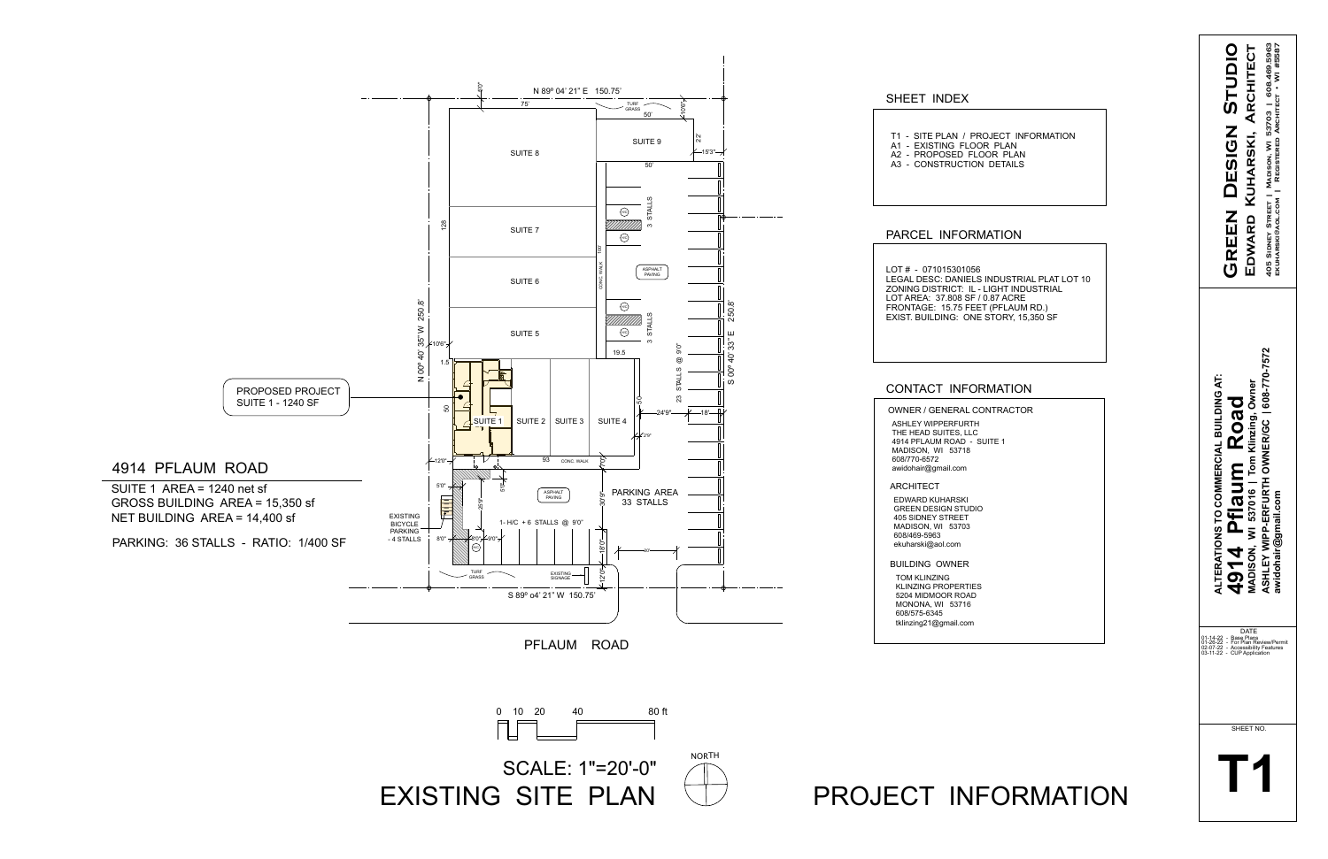# EXISTING SITE PLAN

SCALE: 1"=20'-0"

0 10 20 40 80 ft

NORTH

N 89º 04' 21" E 150.75'

S 89º 04' 21" W 150.75'

N 00º 40' 35" W 250.8'

S 00º 40' 33" E 250.8'

SUITE 8

SUITE 9

SUITE 7

SUITE 6

SUITE 5

SUITE 1

SUITE 2

SUITE 3

SUITE 4

TURF GRASS

ASPHALT PAVING

CONC. WALK

3 STALLS

23 STALLS @ 9'0"

PARKING AREA 33 STALLS

1- H/C + 6 STALLS @ 9'0"

EXISTING BICYCLE PARKING - 4 STALLS

EXISTING SIGNAGE

PFLAUM ROAD

PROPOSED PROJECT SUITE 1 - 1240 SF

## 4914 PFLAUM ROAD

SUITE 1 AREA = 1240 net sf

GROSS BUILDING AREA = 15,350 sf

NET BUILDING AREA = 14,400 sf

PARKING: 36 STALLS - RATIO: 1/400 SF

# PROJECT INFORMATION

## SHEET INDEX

- T1 - SITE PLAN / PROJECT INFORMATION
- A1 - EXISTING FLOOR PLAN
- A2 - PROPOSED FLOOR PLAN
- A3 - CONSTRUCTION DETAILS

## PARCEL INFORMATION

LOT # - 071015301056

LEGAL DESC: DANIELS INDUSTRIAL PLAT LOT 10

ZONING DISTRICT: IL - LIGHT INDUSTRIAL

LOT AREA: 37.808 SF / 0.87 ACRE

FRONTAGE: 15.75 FEET (PFLAUM RD.)

EXIST. BUILDING: ONE STORY, 15,350 SF

## CONTACT INFORMATION

**OWNER / GENERAL CONTRACTOR**

ASHLEY WIPPERFURTH
THE HEAD SUITES, LLC
4914 PFLAUM ROAD - SUITE 1
MADISON, WI 53718
608/770-6572
awidohair@gmail.com

**ARCHITECT**

EDWARD KUHARSKI
GREEN DESIGN STUDIO
405 SIDNEY STREET
MADISON, WI 53703
608/469-5963
ekuharski@aol.com

**BUILDING OWNER**

TOM KLINZING
KLINZING PROPERTIES
5204 MIDMOOR ROAD
MONONA, WI 53716
608/575-6345
tklinzing21@gmail.com

---

**GREEN DESIGN STUDIO**
EDWARD KUHARSKI, ARCHITECT
405 SIDNEY STREET | MADISON, WI 53703 | 608.469.5963
EKUHARSKI@AOL.COM | REGISTERED ARCHITECT • WI #5587

ALTERATIONS TO COMMERCIAL BUILDING AT:
**4914 Pflaum Road**
MADISON, WI 537016 | Tom Klinzing, Owner
ASHLEY WIPP-ERFURTH OWNER/GC | 608-770-7572
awidohair@gmail.com

DATE
01-14-22 - Base Plans
01-26-22 - For Plan Review/Permit
02-07-22 - Accessibility Features
03-11-22 - CUP Application

SHEET NO.

**T1**